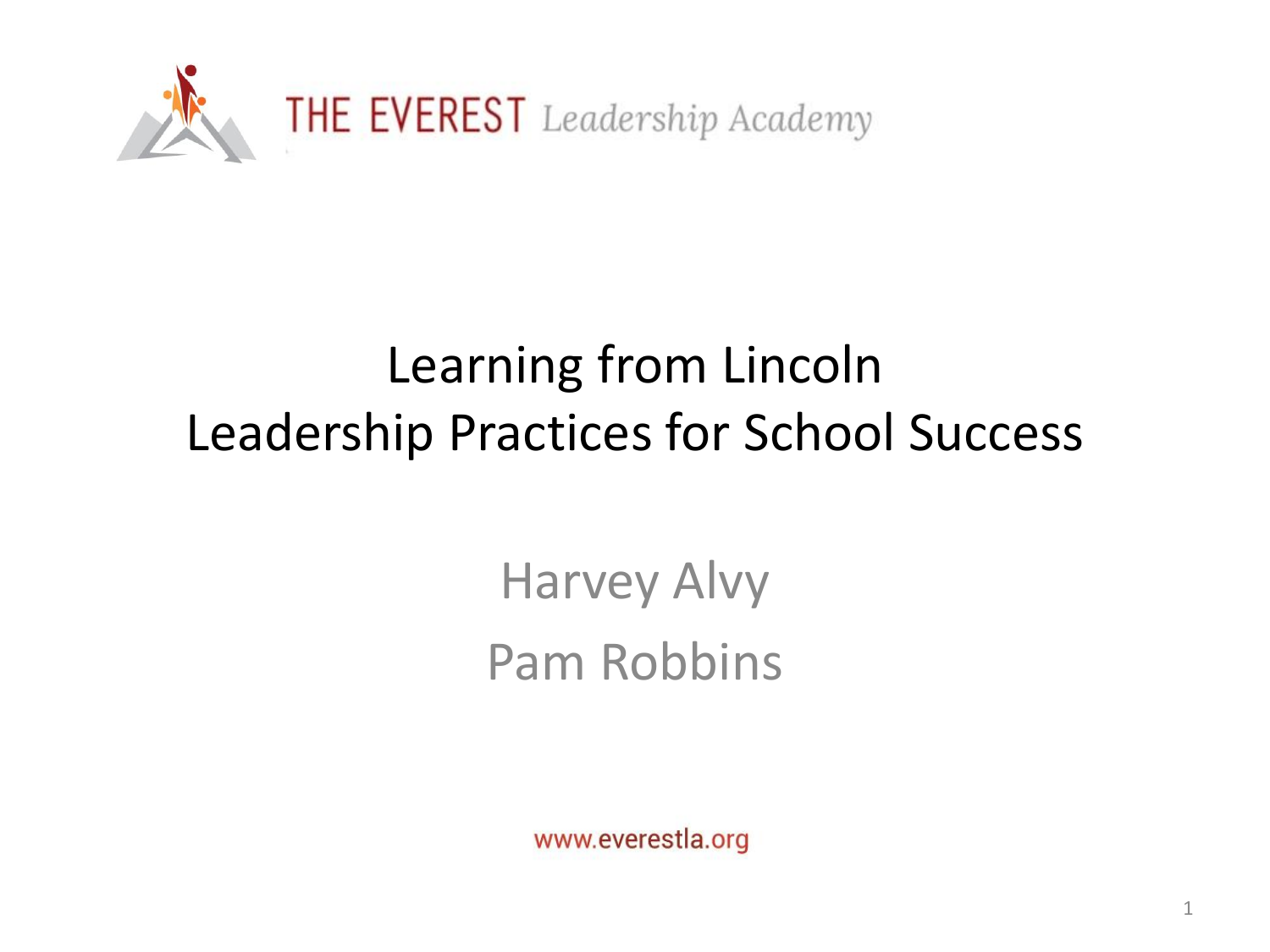THE EVEREST *Leadership Academy*

# Learning from Lincoln
# Leadership Practices for School Success

Harvey Alvy

Pam Robbins

www.everestla.org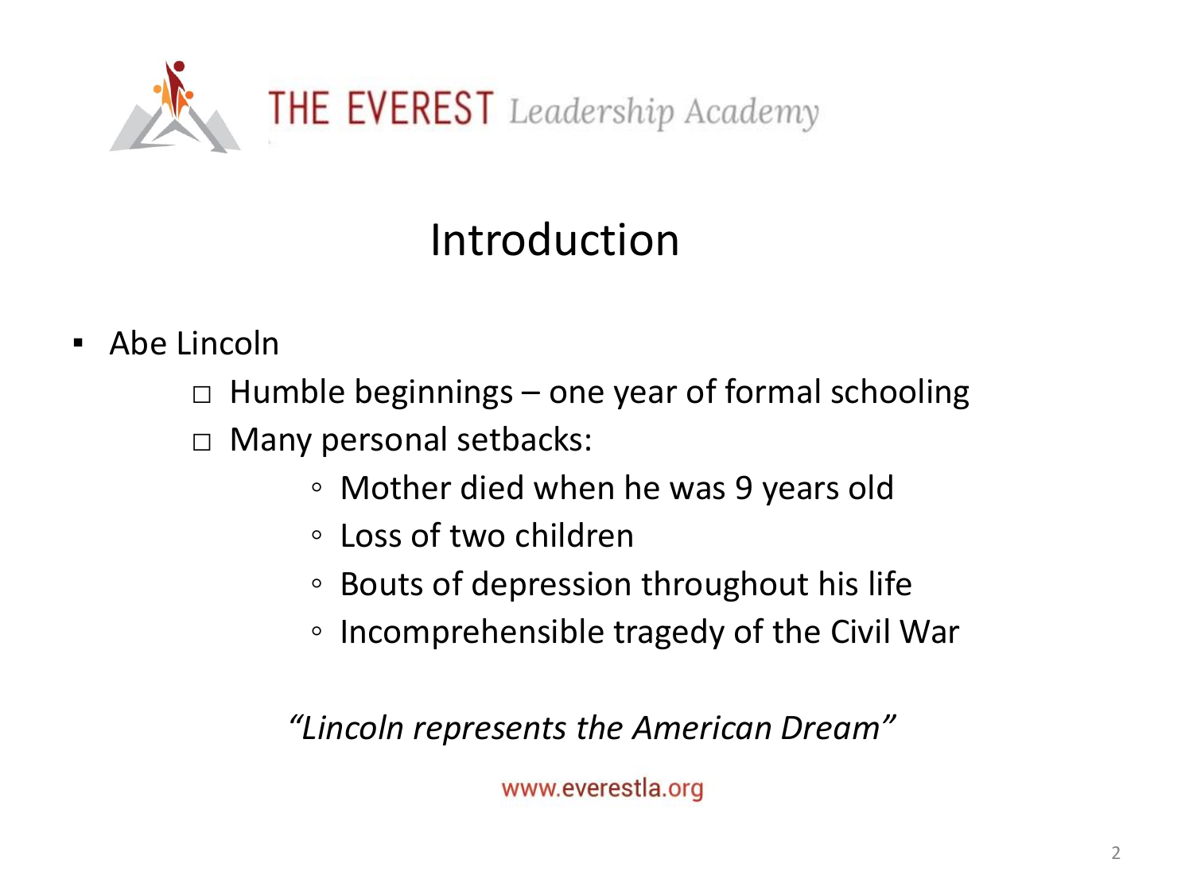# Introduction

- Abe Lincoln
  - Humble beginnings – one year of formal schooling
  - Many personal setbacks:
    - Mother died when he was 9 years old
    - Loss of two children
    - Bouts of depression throughout his life
    - Incomprehensible tragedy of the Civil War

*"Lincoln represents the American Dream"*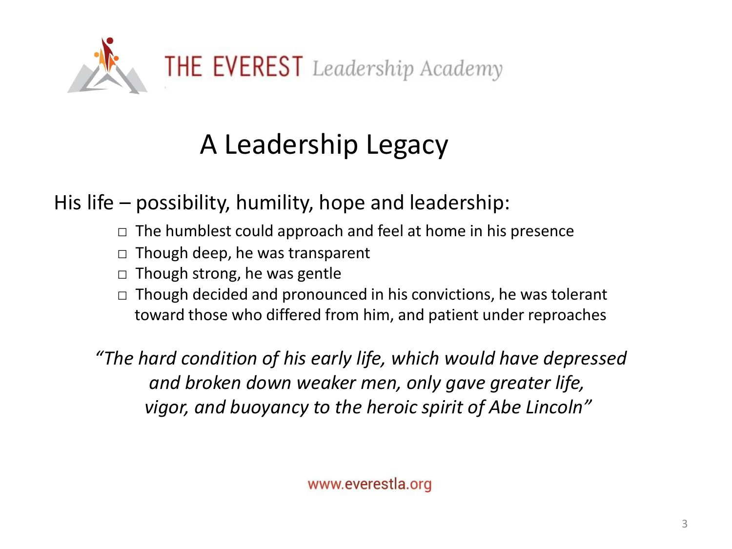THE EVEREST *Leadership Academy*

# A Leadership Legacy

His life – possibility, humility, hope and leadership:

- The humblest could approach and feel at home in his presence
- Though deep, he was transparent
- Though strong, he was gentle
- Though decided and pronounced in his convictions, he was tolerant toward those who differed from him, and patient under reproaches

*"The hard condition of his early life, which would have depressed and broken down weaker men, only gave greater life, vigor, and buoyancy to the heroic spirit of Abe Lincoln"*

www.everestla.org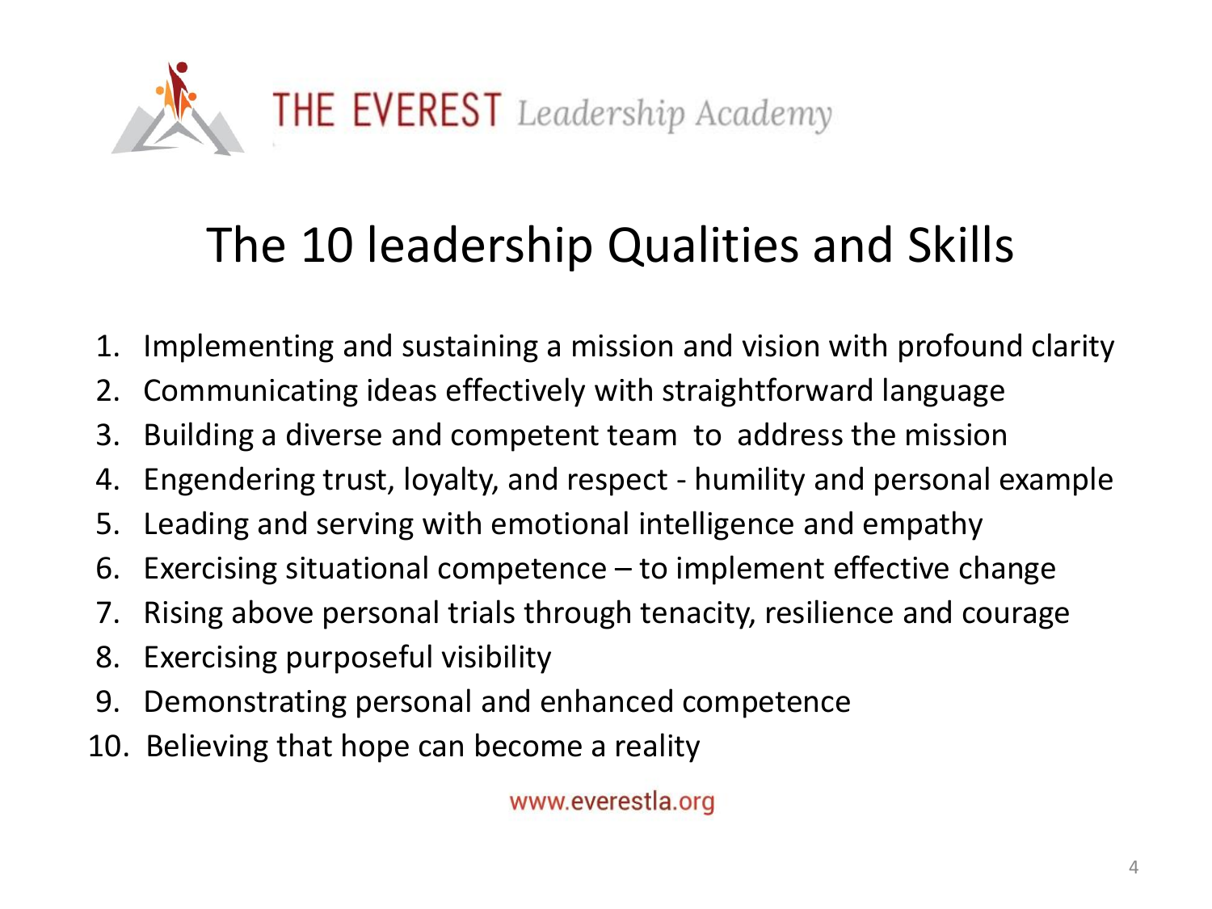THE EVEREST *Leadership Academy*

# The 10 leadership Qualities and Skills

1. Implementing and sustaining a mission and vision with profound clarity
2. Communicating ideas effectively with straightforward language
3. Building a diverse and competent team to address the mission
4. Engendering trust, loyalty, and respect - humility and personal example
5. Leading and serving with emotional intelligence and empathy
6. Exercising situational competence – to implement effective change
7. Rising above personal trials through tenacity, resilience and courage
8. Exercising purposeful visibility
9. Demonstrating personal and enhanced competence
10. Believing that hope can become a reality

www.everestla.org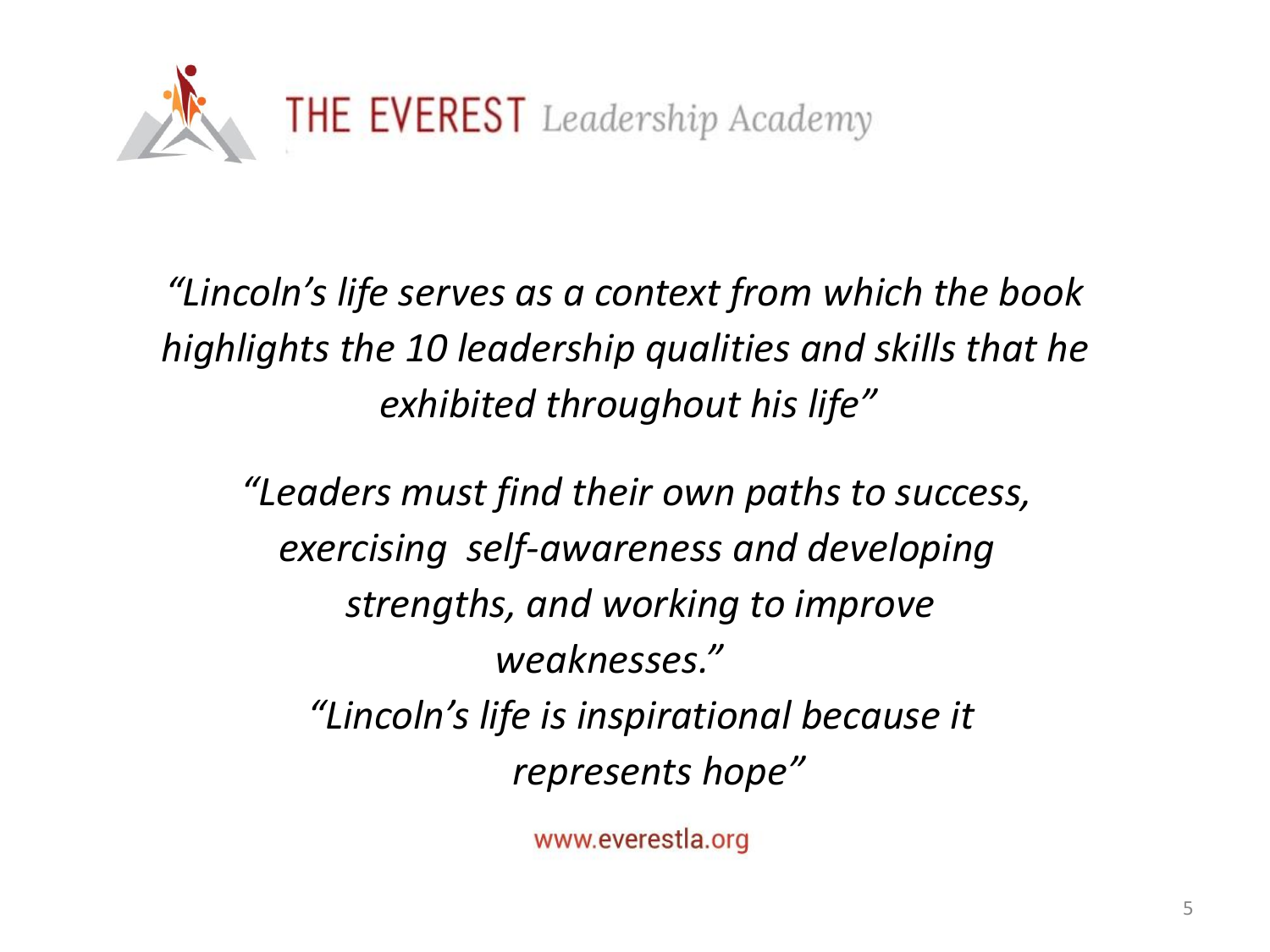THE EVEREST *Leadership Academy*

*"Lincoln's life serves as a context from which the book highlights the 10 leadership qualities and skills that he exhibited throughout his life"*

*"Leaders must find their own paths to success, exercising self-awareness and developing strengths, and working to improve weaknesses."*

*"Lincoln's life is inspirational because it represents hope"*

www.everestla.org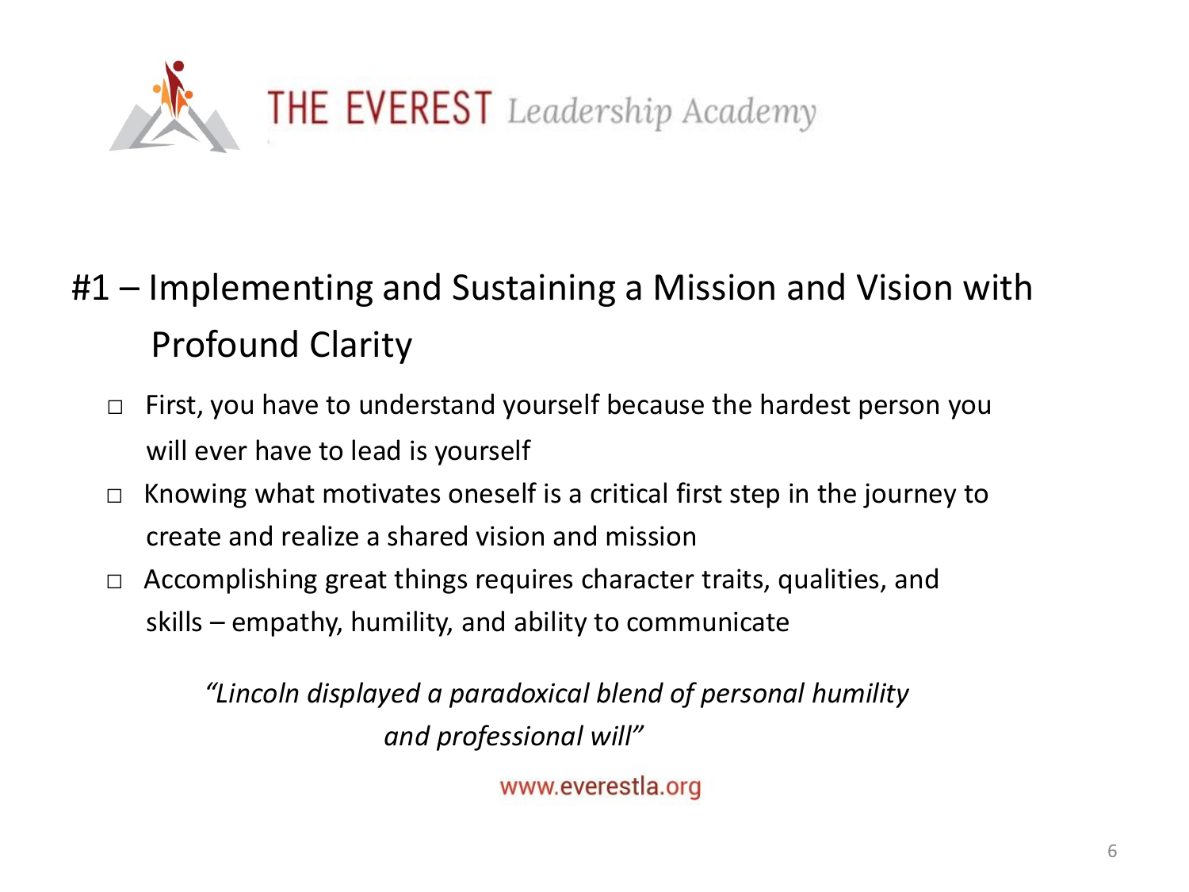THE EVEREST *Leadership Academy*

## #1 – Implementing and Sustaining a Mission and Vision with Profound Clarity

- First, you have to understand yourself because the hardest person you will ever have to lead is yourself
- Knowing what motivates oneself is a critical first step in the journey to create and realize a shared vision and mission
- Accomplishing great things requires character traits, qualities, and skills – empathy, humility, and ability to communicate

*"Lincoln displayed a paradoxical blend of personal humility and professional will"*

www.everestla.org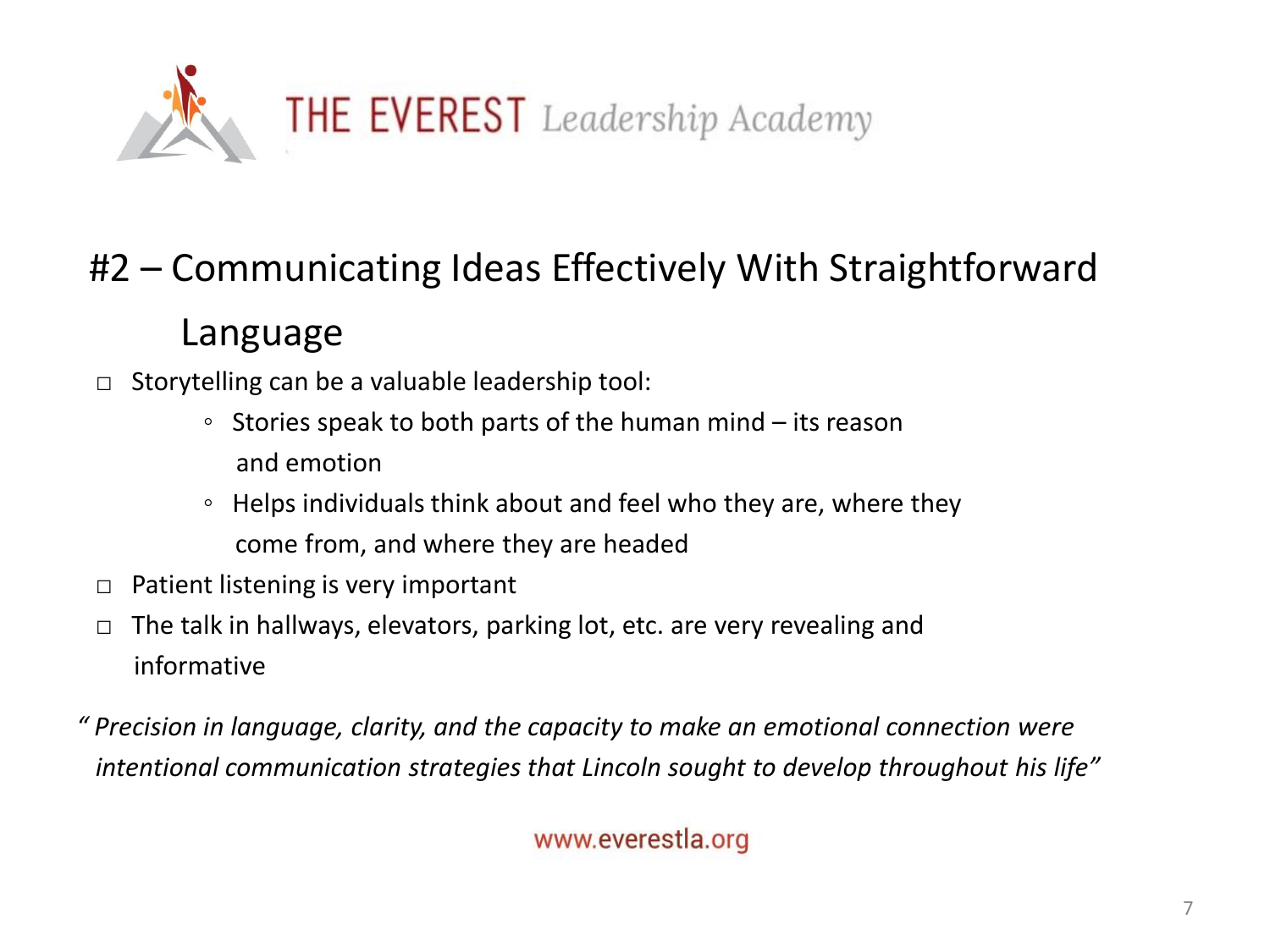THE EVEREST Leadership Academy

## #2 – Communicating Ideas Effectively With Straightforward Language

- Storytelling can be a valuable leadership tool:
  - Stories speak to both parts of the human mind – its reason and emotion
  - Helps individuals think about and feel who they are, where they come from, and where they are headed
- Patient listening is very important
- The talk in hallways, elevators, parking lot, etc. are very revealing and informative

*" Precision in language, clarity, and the capacity to make an emotional connection were intentional communication strategies that Lincoln sought to develop throughout his life"*

www.everestla.org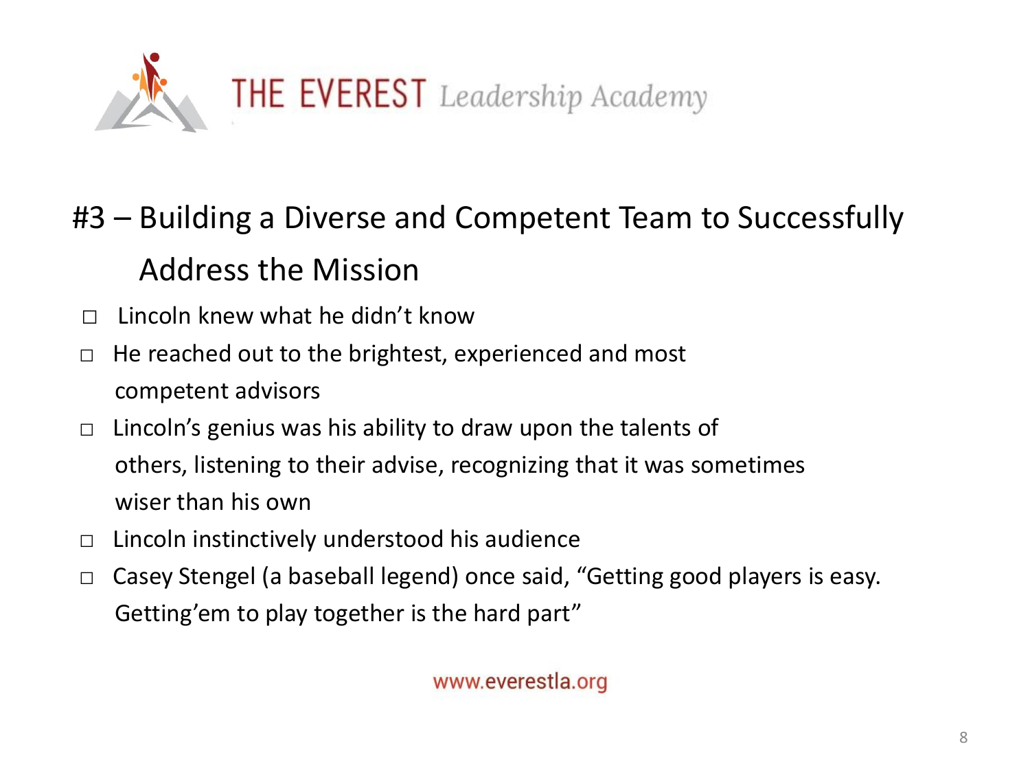## #3 – Building a Diverse and Competent Team to Successfully Address the Mission

- Lincoln knew what he didn't know
- He reached out to the brightest, experienced and most competent advisors
- Lincoln's genius was his ability to draw upon the talents of others, listening to their advise, recognizing that it was sometimes wiser than his own
- Lincoln instinctively understood his audience
- Casey Stengel (a baseball legend) once said, "Getting good players is easy. Getting'em to play together is the hard part"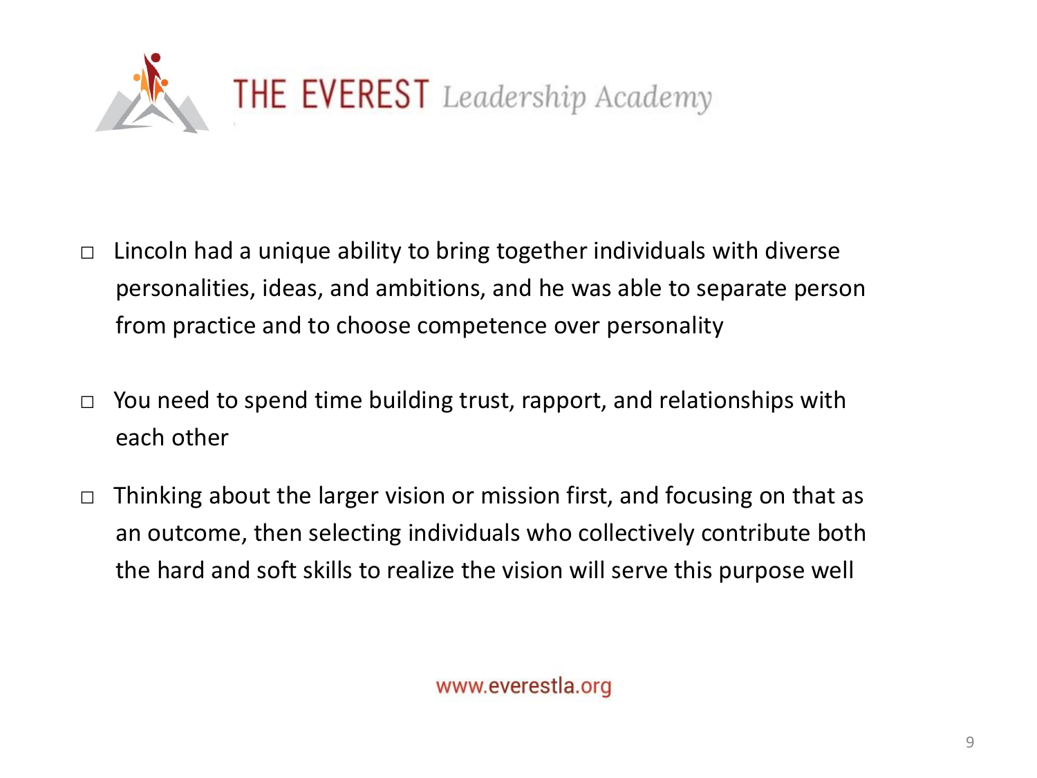- Lincoln had a unique ability to bring together individuals with diverse personalities, ideas, and ambitions, and he was able to separate person from practice and to choose competence over personality

- You need to spend time building trust, rapport, and relationships with each other

- Thinking about the larger vision or mission first, and focusing on that as an outcome, then selecting individuals who collectively contribute both the hard and soft skills to realize the vision will serve this purpose well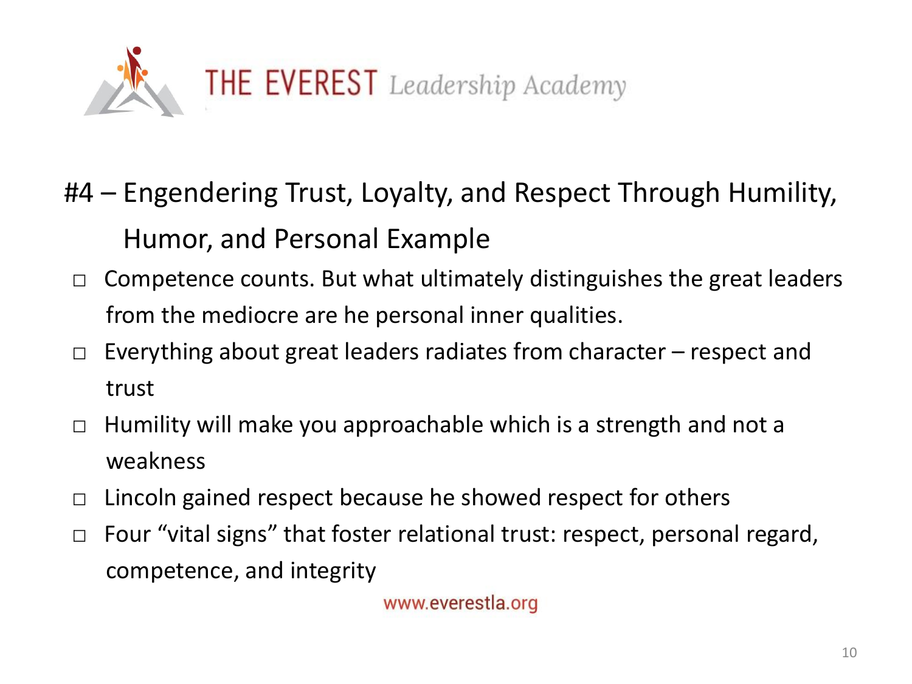THE EVEREST *Leadership Academy*

## #4 – Engendering Trust, Loyalty, and Respect Through Humility, Humor, and Personal Example

- Competence counts. But what ultimately distinguishes the great leaders from the mediocre are he personal inner qualities.
- Everything about great leaders radiates from character – respect and trust
- Humility will make you approachable which is a strength and not a weakness
- Lincoln gained respect because he showed respect for others
- Four "vital signs" that foster relational trust: respect, personal regard, competence, and integrity

www.everestla.org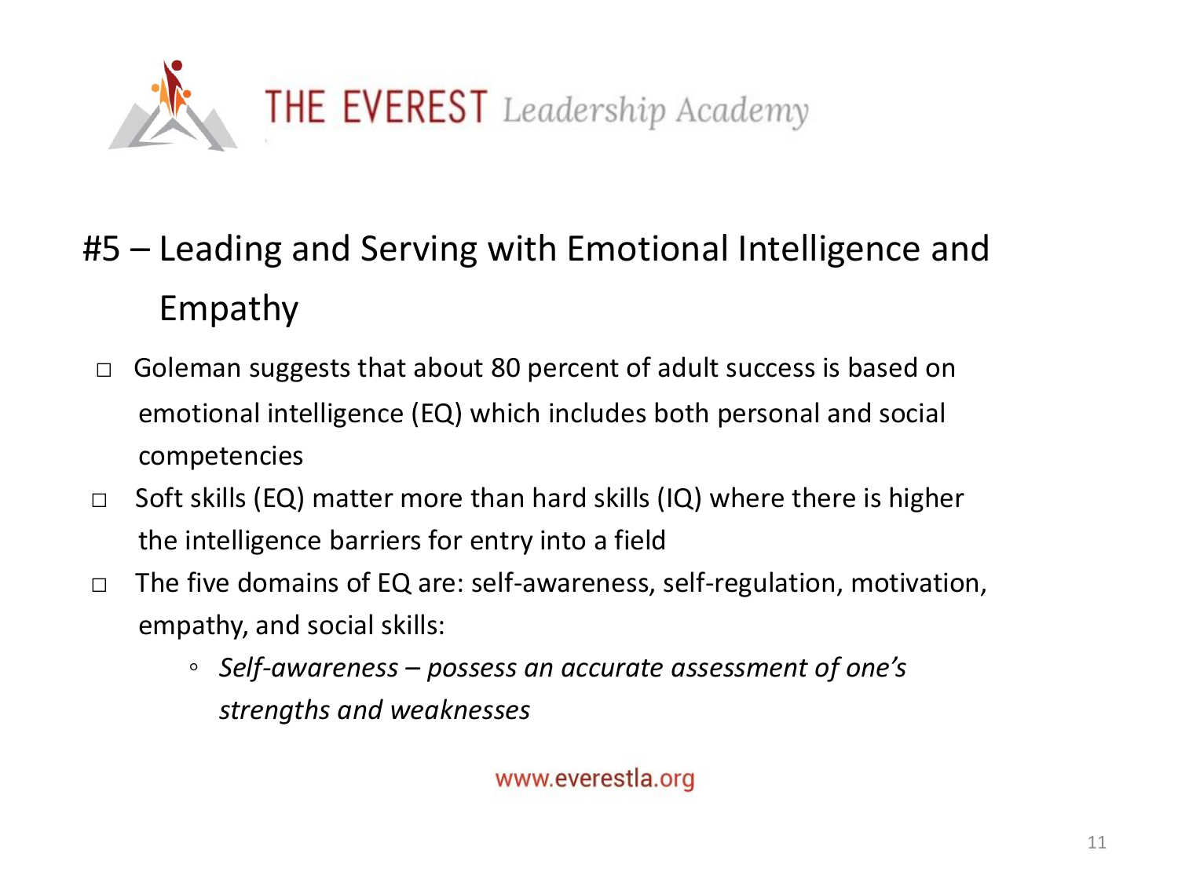# THE EVEREST *Leadership Academy*

## #5 – Leading and Serving with Emotional Intelligence and Empathy

- Goleman suggests that about 80 percent of adult success is based on emotional intelligence (EQ) which includes both personal and social competencies
- Soft skills (EQ) matter more than hard skills (IQ) where there is higher the intelligence barriers for entry into a field
- The five domains of EQ are: self-awareness, self-regulation, motivation, empathy, and social skills:
  - *Self-awareness – possess an accurate assessment of one's strengths and weaknesses*

www.everestla.org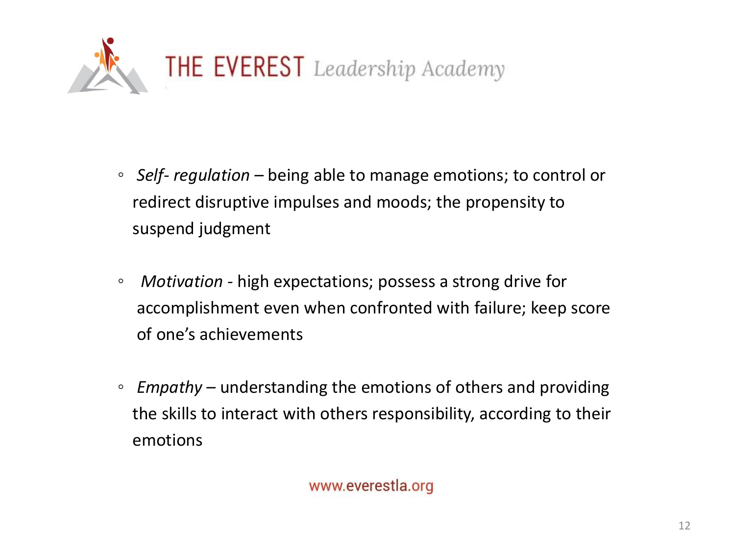- *Self- regulation* – being able to manage emotions; to control or redirect disruptive impulses and moods; the propensity to suspend judgment

- *Motivation* - high expectations; possess a strong drive for accomplishment even when confronted with failure; keep score of one's achievements

- *Empathy* – understanding the emotions of others and providing the skills to interact with others responsibility, according to their emotions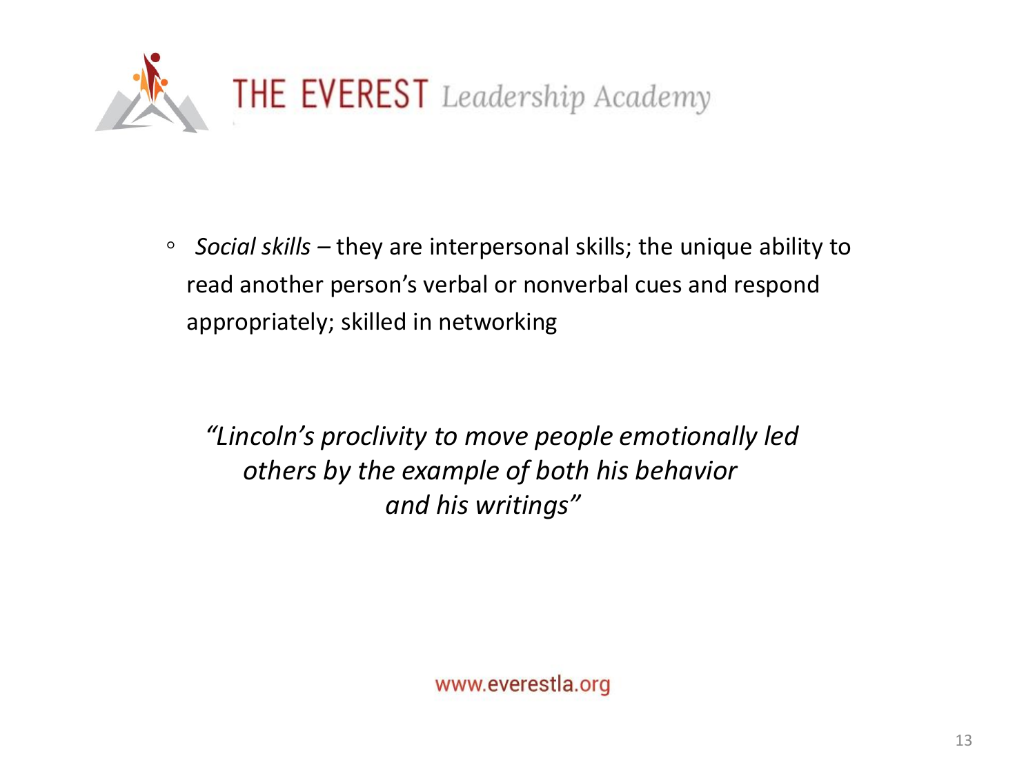- *Social skills* – they are interpersonal skills; the unique ability to read another person's verbal or nonverbal cues and respond appropriately; skilled in networking

*"Lincoln's proclivity to move people emotionally led others by the example of both his behavior and his writings"*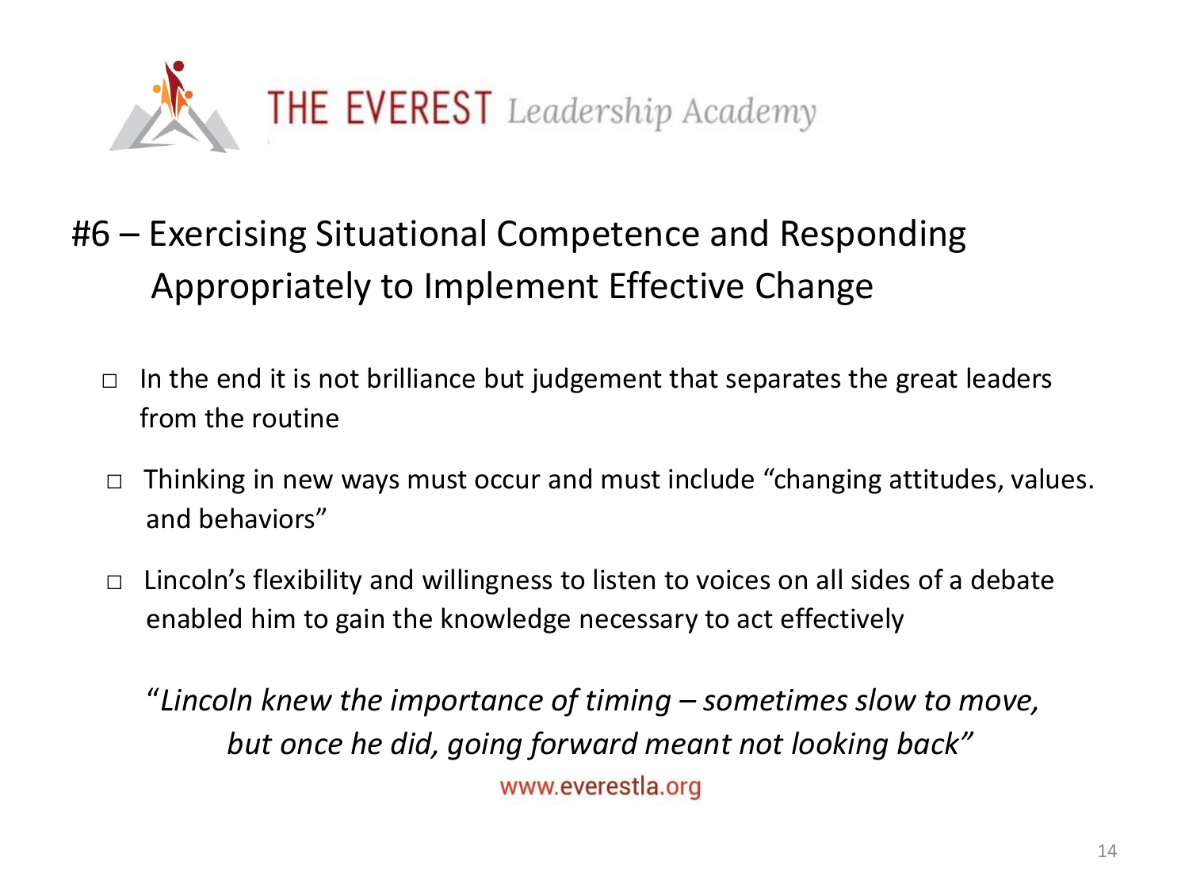THE EVEREST *Leadership Academy*

# #6 – Exercising Situational Competence and Responding Appropriately to Implement Effective Change

- In the end it is not brilliance but judgement that separates the great leaders from the routine
- Thinking in new ways must occur and must include "changing attitudes, values. and behaviors"
- Lincoln's flexibility and willingness to listen to voices on all sides of a debate enabled him to gain the knowledge necessary to act effectively

*"Lincoln knew the importance of timing – sometimes slow to move, but once he did, going forward meant not looking back"*

www.everestla.org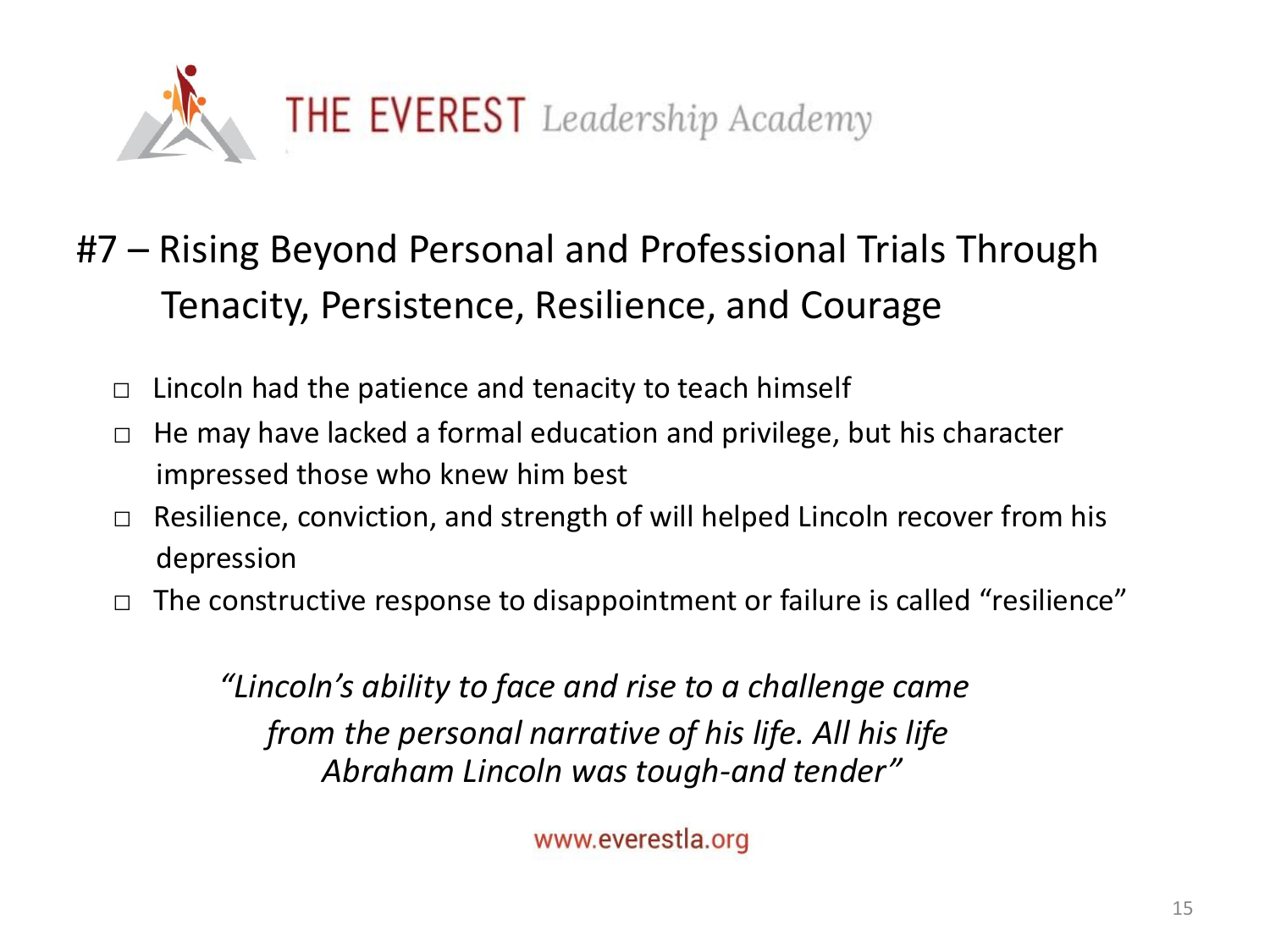THE EVEREST *Leadership Academy*

## #7 – Rising Beyond Personal and Professional Trials Through Tenacity, Persistence, Resilience, and Courage

- Lincoln had the patience and tenacity to teach himself
- He may have lacked a formal education and privilege, but his character impressed those who knew him best
- Resilience, conviction, and strength of will helped Lincoln recover from his depression
- The constructive response to disappointment or failure is called "resilience"

*"Lincoln's ability to face and rise to a challenge came from the personal narrative of his life. All his life Abraham Lincoln was tough-and tender"*

www.everestla.org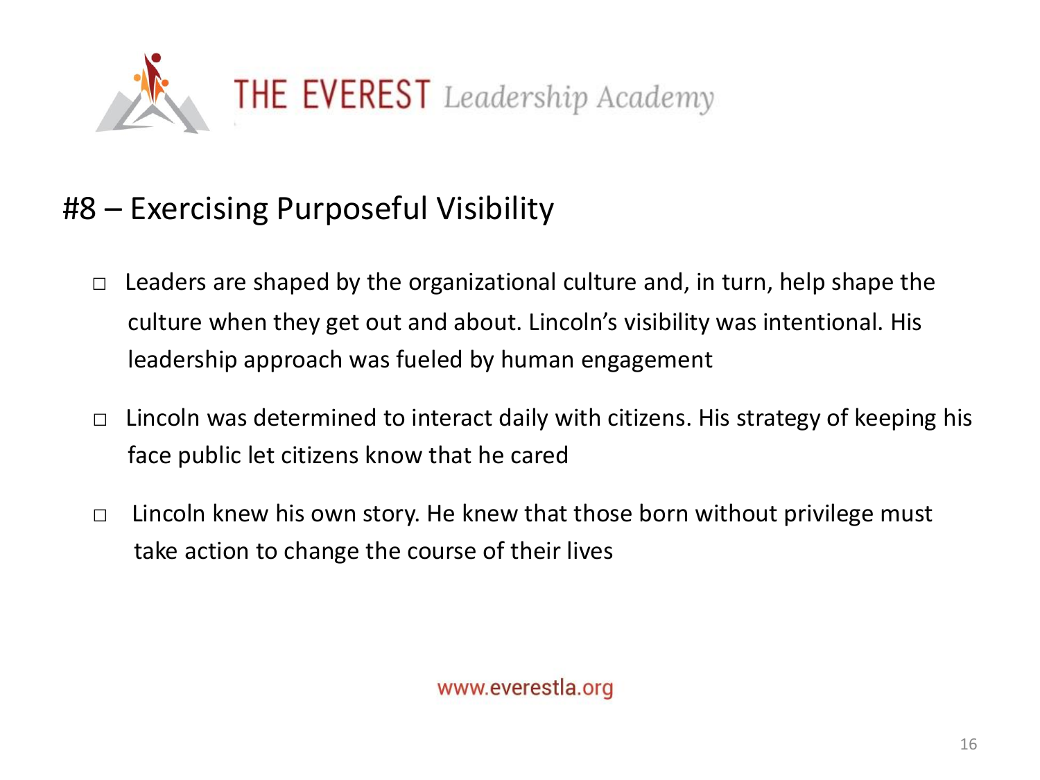THE EVEREST *Leadership Academy*

## #8 – Exercising Purposeful Visibility

- Leaders are shaped by the organizational culture and, in turn, help shape the culture when they get out and about. Lincoln's visibility was intentional. His leadership approach was fueled by human engagement
- Lincoln was determined to interact daily with citizens. His strategy of keeping his face public let citizens know that he cared
- Lincoln knew his own story. He knew that those born without privilege must take action to change the course of their lives

www.everestla.org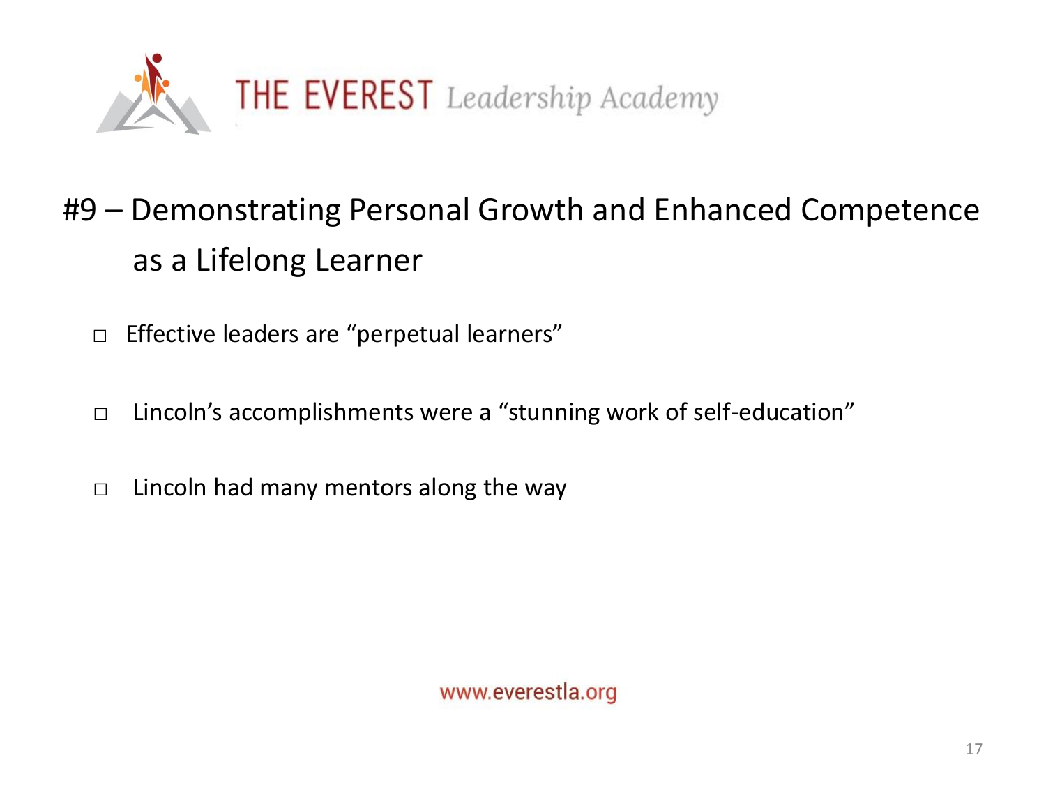THE EVEREST *Leadership Academy*

## #9 – Demonstrating Personal Growth and Enhanced Competence as a Lifelong Learner

- Effective leaders are "perpetual learners"
- Lincoln's accomplishments were a "stunning work of self-education"
- Lincoln had many mentors along the way

www.everestla.org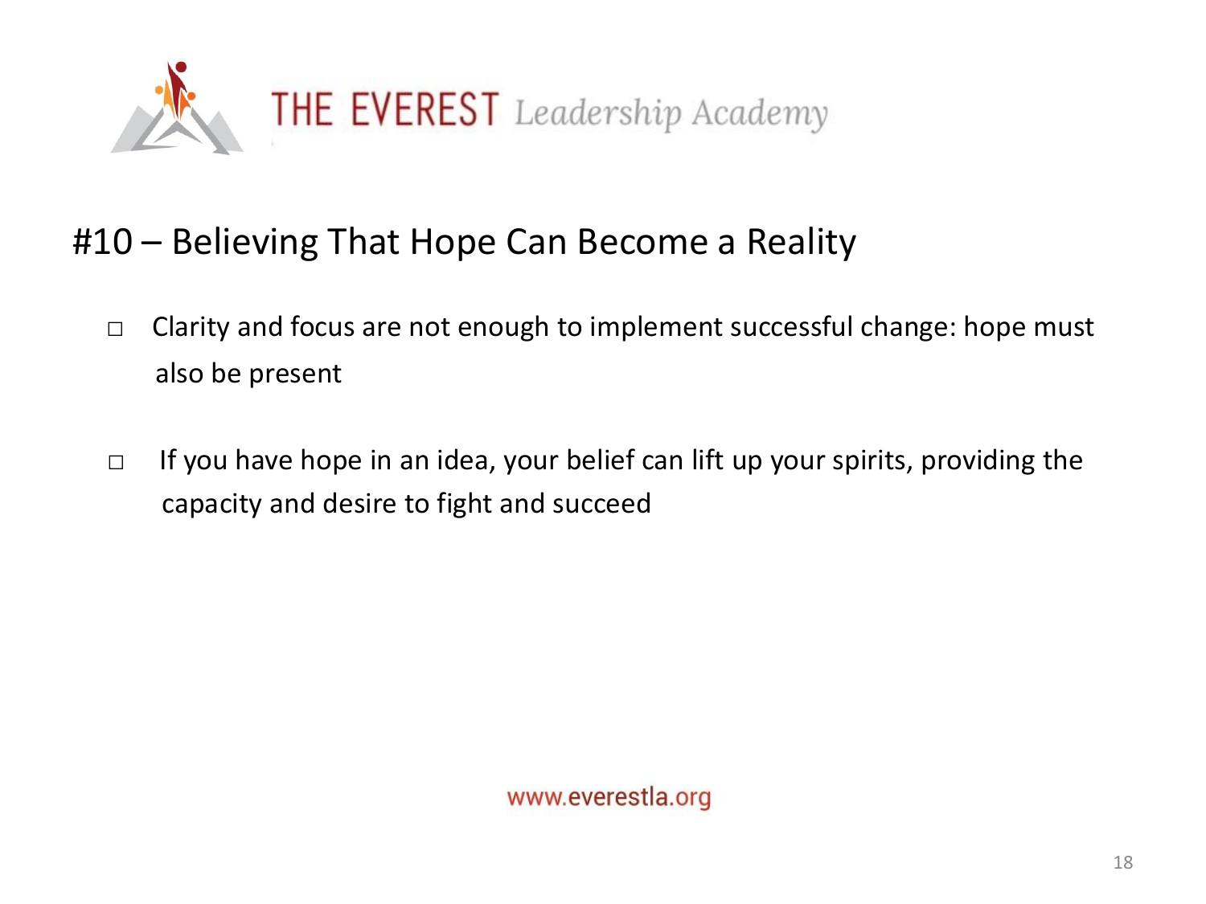THE EVEREST *Leadership Academy*

## #10 – Believing That Hope Can Become a Reality

- Clarity and focus are not enough to implement successful change: hope must also be present
- If you have hope in an idea, your belief can lift up your spirits, providing the capacity and desire to fight and succeed

www.everestla.org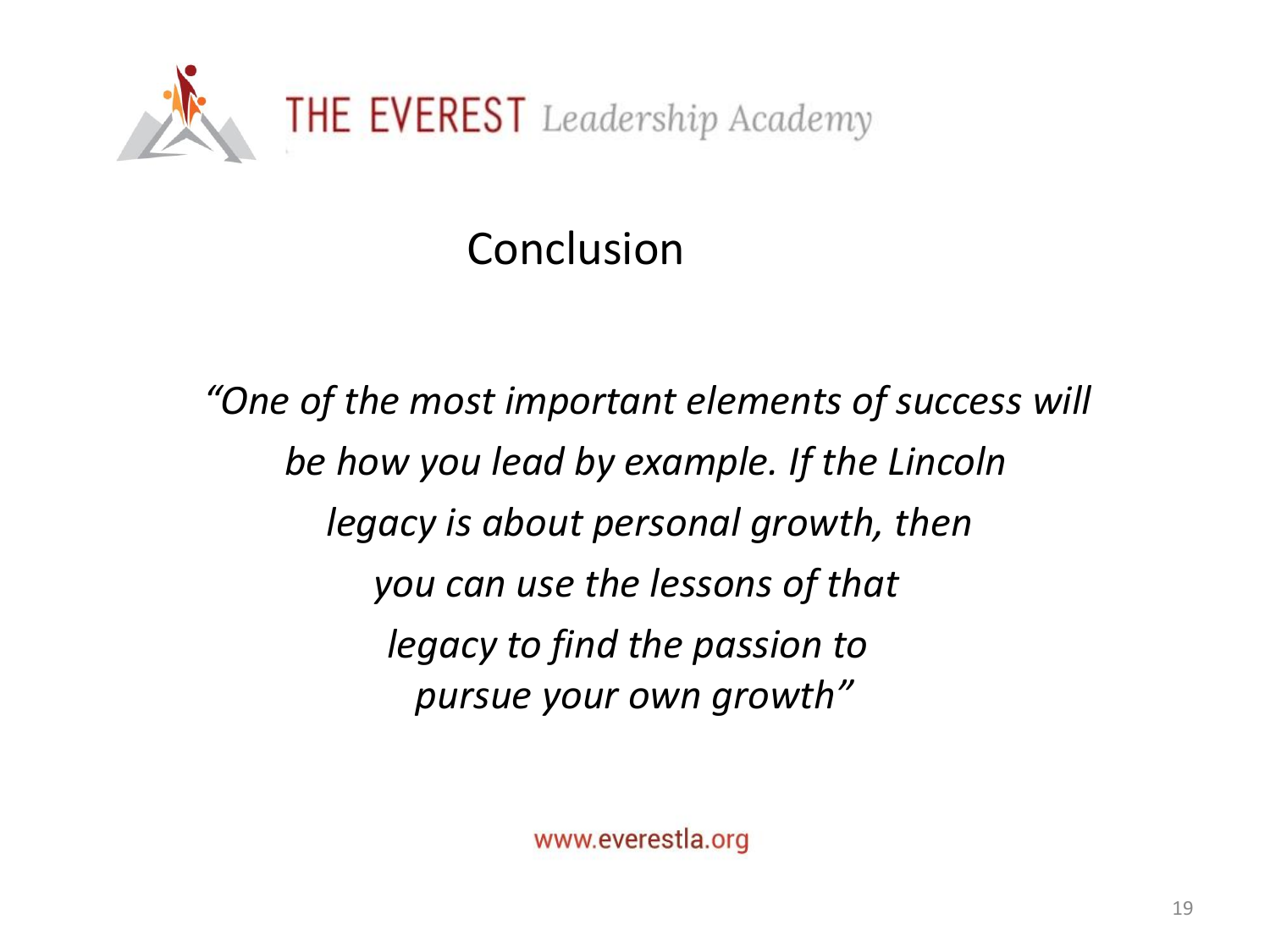THE EVEREST *Leadership Academy*

# Conclusion

*"One of the most important elements of success will be how you lead by example. If the Lincoln legacy is about personal growth, then you can use the lessons of that legacy to find the passion to pursue your own growth"*

www.everestla.org